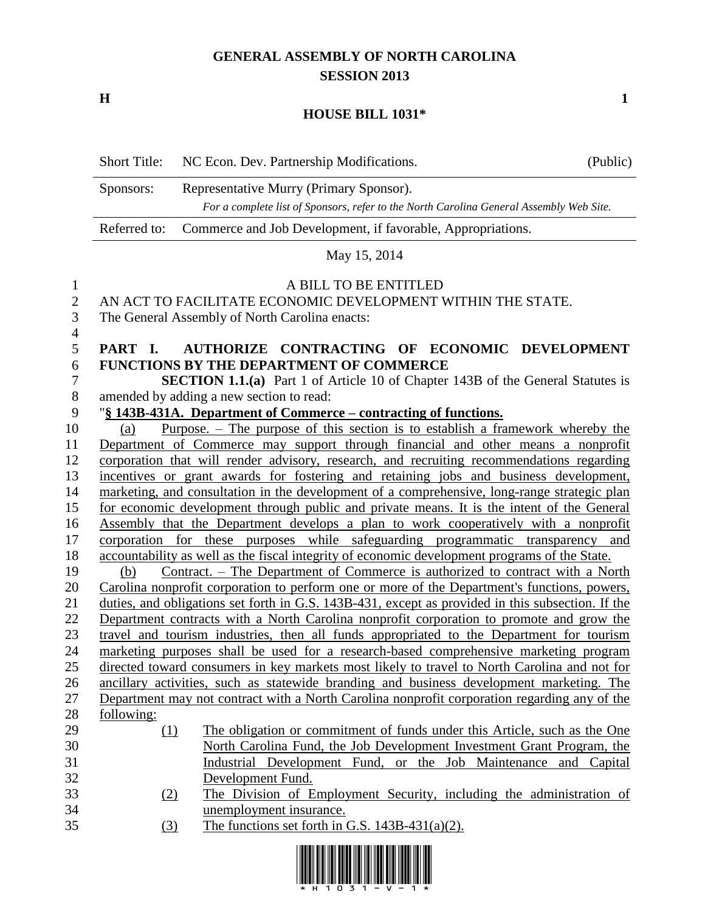# GENERAL ASSEMBLY OF NORTH CAROLINA
## SESSION 2013

**H** **1**

## HOUSE BILL 1031*

| Short Title: | NC Econ. Dev. Partnership Modifications. | (Public) |
|---|---|---|
| Sponsors: | Representative Murry (Primary Sponsor). *For a complete list of Sponsors, refer to the North Carolina General Assembly Web Site.* | |
| Referred to: | Commerce and Job Development, if favorable, Appropriations. | |

May 15, 2014

A BILL TO BE ENTITLED

AN ACT TO FACILITATE ECONOMIC DEVELOPMENT WITHIN THE STATE.

The General Assembly of North Carolina enacts:

**PART I. AUTHORIZE CONTRACTING OF ECONOMIC DEVELOPMENT FUNCTIONS BY THE DEPARTMENT OF COMMERCE**

**SECTION 1.1.(a)** Part 1 of Article 10 of Chapter 143B of the General Statutes is amended by adding a new section to read:

"**§ 143B-431A. Department of Commerce – contracting of functions.**

(a) Purpose. – The purpose of this section is to establish a framework whereby the Department of Commerce may support through financial and other means a nonprofit corporation that will render advisory, research, and recruiting recommendations regarding incentives or grant awards for fostering and retaining jobs and business development, marketing, and consultation in the development of a comprehensive, long-range strategic plan for economic development through public and private means. It is the intent of the General Assembly that the Department develops a plan to work cooperatively with a nonprofit corporation for these purposes while safeguarding programmatic transparency and accountability as well as the fiscal integrity of economic development programs of the State.

(b) Contract. – The Department of Commerce is authorized to contract with a North Carolina nonprofit corporation to perform one or more of the Department's functions, powers, duties, and obligations set forth in G.S. 143B-431, except as provided in this subsection. If the Department contracts with a North Carolina nonprofit corporation to promote and grow the travel and tourism industries, then all funds appropriated to the Department for tourism marketing purposes shall be used for a research-based comprehensive marketing program directed toward consumers in key markets most likely to travel to North Carolina and not for ancillary activities, such as statewide branding and business development marketing. The Department may not contract with a North Carolina nonprofit corporation regarding any of the following:

(1) The obligation or commitment of funds under this Article, such as the One North Carolina Fund, the Job Development Investment Grant Program, the Industrial Development Fund, or the Job Maintenance and Capital Development Fund.

(2) The Division of Employment Security, including the administration of unemployment insurance.

(3) The functions set forth in G.S. 143B-431(a)(2).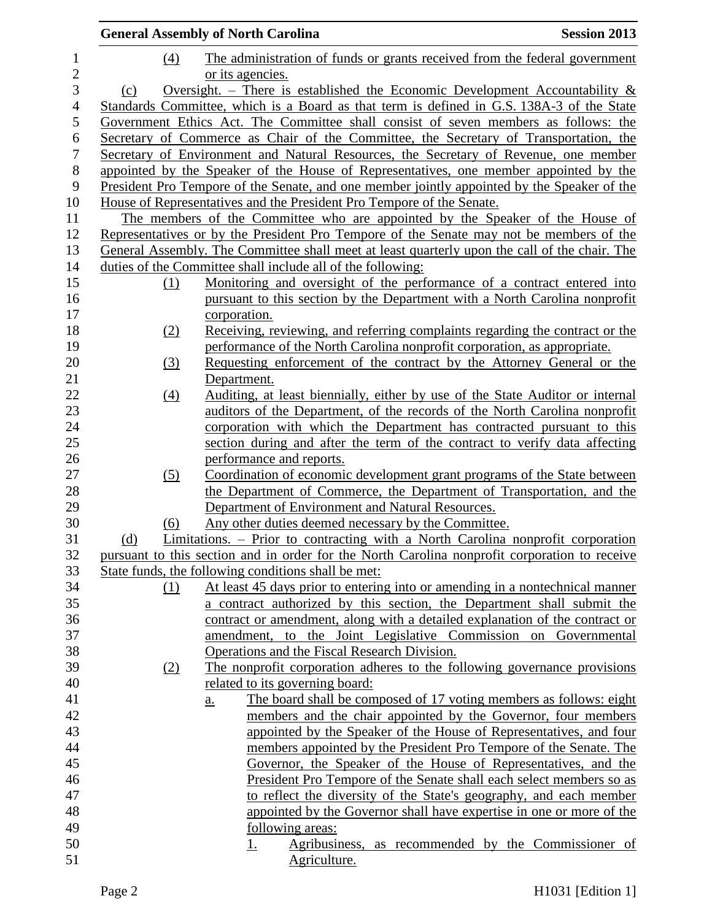(4) The administration of funds or grants received from the federal government or its agencies.

(c) Oversight. – There is established the Economic Development Accountability & Standards Committee, which is a Board as that term is defined in G.S. 138A-3 of the State Government Ethics Act. The Committee shall consist of seven members as follows: the Secretary of Commerce as Chair of the Committee, the Secretary of Transportation, the Secretary of Environment and Natural Resources, the Secretary of Revenue, one member appointed by the Speaker of the House of Representatives, one member appointed by the President Pro Tempore of the Senate, and one member jointly appointed by the Speaker of the House of Representatives and the President Pro Tempore of the Senate.

The members of the Committee who are appointed by the Speaker of the House of Representatives or by the President Pro Tempore of the Senate may not be members of the General Assembly. The Committee shall meet at least quarterly upon the call of the chair. The duties of the Committee shall include all of the following:

(1) Monitoring and oversight of the performance of a contract entered into pursuant to this section by the Department with a North Carolina nonprofit corporation.

(2) Receiving, reviewing, and referring complaints regarding the contract or the performance of the North Carolina nonprofit corporation, as appropriate.

(3) Requesting enforcement of the contract by the Attorney General or the Department.

(4) Auditing, at least biennially, either by use of the State Auditor or internal auditors of the Department, of the records of the North Carolina nonprofit corporation with which the Department has contracted pursuant to this section during and after the term of the contract to verify data affecting performance and reports.

(5) Coordination of economic development grant programs of the State between the Department of Commerce, the Department of Transportation, and the Department of Environment and Natural Resources.

(6) Any other duties deemed necessary by the Committee.

(d) Limitations. – Prior to contracting with a North Carolina nonprofit corporation pursuant to this section and in order for the North Carolina nonprofit corporation to receive State funds, the following conditions shall be met:

(1) At least 45 days prior to entering into or amending in a nontechnical manner a contract authorized by this section, the Department shall submit the contract or amendment, along with a detailed explanation of the contract or amendment, to the Joint Legislative Commission on Governmental Operations and the Fiscal Research Division.

(2) The nonprofit corporation adheres to the following governance provisions related to its governing board:

a. The board shall be composed of 17 voting members as follows: eight members and the chair appointed by the Governor, four members appointed by the Speaker of the House of Representatives, and four members appointed by the President Pro Tempore of the Senate. The Governor, the Speaker of the House of Representatives, and the President Pro Tempore of the Senate shall each select members so as to reflect the diversity of the State's geography, and each member appointed by the Governor shall have expertise in one or more of the following areas:

1. Agribusiness, as recommended by the Commissioner of Agriculture.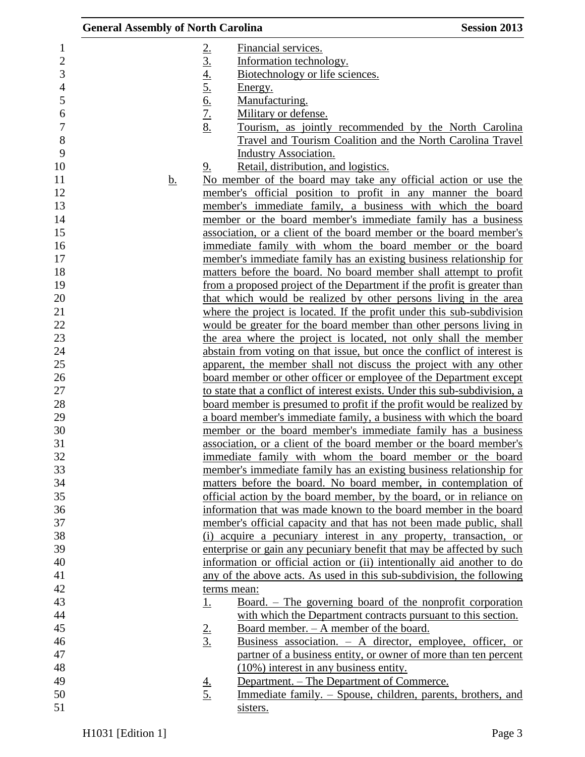2. Financial services.
3. Information technology.
4. Biotechnology or life sciences.
5. Energy.
6. Manufacturing.
7. Military or defense.
8. Tourism, as jointly recommended by the North Carolina Travel and Tourism Coalition and the North Carolina Travel Industry Association.
9. Retail, distribution, and logistics.

b. No member of the board may take any official action or use the member's official position to profit in any manner the board member's immediate family, a business with which the board member or the board member's immediate family has a business association, or a client of the board member or the board member's immediate family with whom the board member or the board member's immediate family has an existing business relationship for matters before the board. No board member shall attempt to profit from a proposed project of the Department if the profit is greater than that which would be realized by other persons living in the area where the project is located. If the profit under this sub-subdivision would be greater for the board member than other persons living in the area where the project is located, not only shall the member abstain from voting on that issue, but once the conflict of interest is apparent, the member shall not discuss the project with any other board member or other officer or employee of the Department except to state that a conflict of interest exists. Under this sub-subdivision, a board member is presumed to profit if the profit would be realized by a board member's immediate family, a business with which the board member or the board member's immediate family has a business association, or a client of the board member or the board member's immediate family with whom the board member or the board member's immediate family has an existing business relationship for matters before the board. No board member, in contemplation of official action by the board member, by the board, or in reliance on information that was made known to the board member in the board member's official capacity and that has not been made public, shall (i) acquire a pecuniary interest in any property, transaction, or enterprise or gain any pecuniary benefit that may be affected by such information or official action or (ii) intentionally aid another to do any of the above acts. As used in this sub-subdivision, the following terms mean:

1. Board. – The governing board of the nonprofit corporation with which the Department contracts pursuant to this section.
2. Board member. – A member of the board.
3. Business association. – A director, employee, officer, or partner of a business entity, or owner of more than ten percent (10%) interest in any business entity.
4. Department. – The Department of Commerce.
5. Immediate family. – Spouse, children, parents, brothers, and sisters.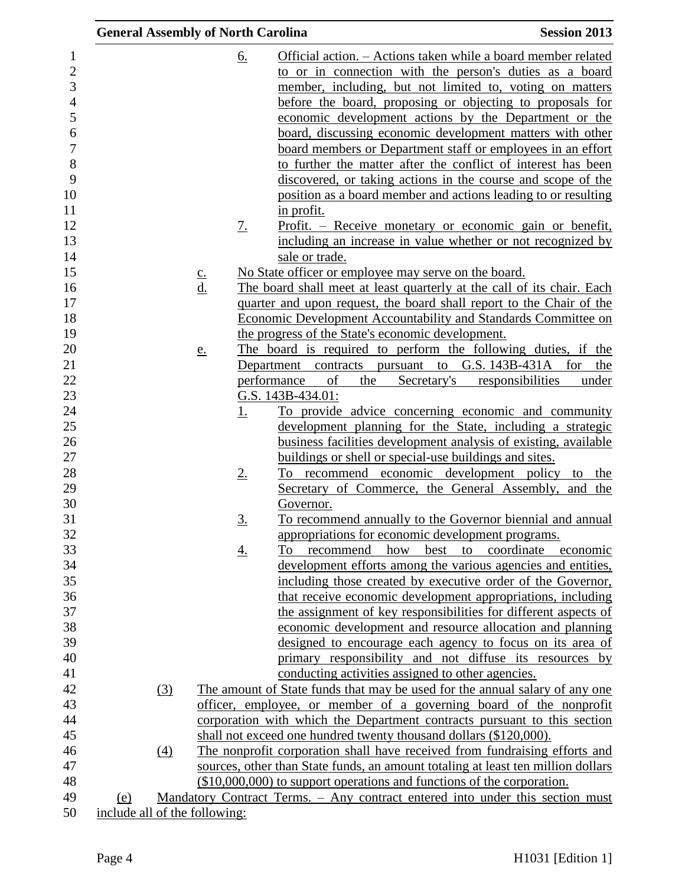6. Official action. – Actions taken while a board member related to or in connection with the person's duties as a board member, including, but not limited to, voting on matters before the board, proposing or objecting to proposals for economic development actions by the Department or the board, discussing economic development matters with other board members or Department staff or employees in an effort to further the matter after the conflict of interest has been discovered, or taking actions in the course and scope of the position as a board member and actions leading to or resulting in profit.
7. Profit. – Receive monetary or economic gain or benefit, including an increase in value whether or not recognized by sale or trade.

c. No State officer or employee may serve on the board.

d. The board shall meet at least quarterly at the call of its chair. Each quarter and upon request, the board shall report to the Chair of the Economic Development Accountability and Standards Committee on the progress of the State's economic development.

e. The board is required to perform the following duties, if the Department contracts pursuant to G.S. 143B-431A for the performance of the Secretary's responsibilities under G.S. 143B-434.01:
1. To provide advice concerning economic and community development planning for the State, including a strategic business facilities development analysis of existing, available buildings or shell or special-use buildings and sites.
2. To recommend economic development policy to the Secretary of Commerce, the General Assembly, and the Governor.
3. To recommend annually to the Governor biennial and annual appropriations for economic development programs.
4. To recommend how best to coordinate economic development efforts among the various agencies and entities, including those created by executive order of the Governor, that receive economic development appropriations, including the assignment of key responsibilities for different aspects of economic development and resource allocation and planning designed to encourage each agency to focus on its area of primary responsibility and not diffuse its resources by conducting activities assigned to other agencies.

(3) The amount of State funds that may be used for the annual salary of any one officer, employee, or member of a governing board of the nonprofit corporation with which the Department contracts pursuant to this section shall not exceed one hundred twenty thousand dollars ($120,000).

(4) The nonprofit corporation shall have received from fundraising efforts and sources, other than State funds, an amount totaling at least ten million dollars ($10,000,000) to support operations and functions of the corporation.

(e) Mandatory Contract Terms. – Any contract entered into under this section must include all of the following: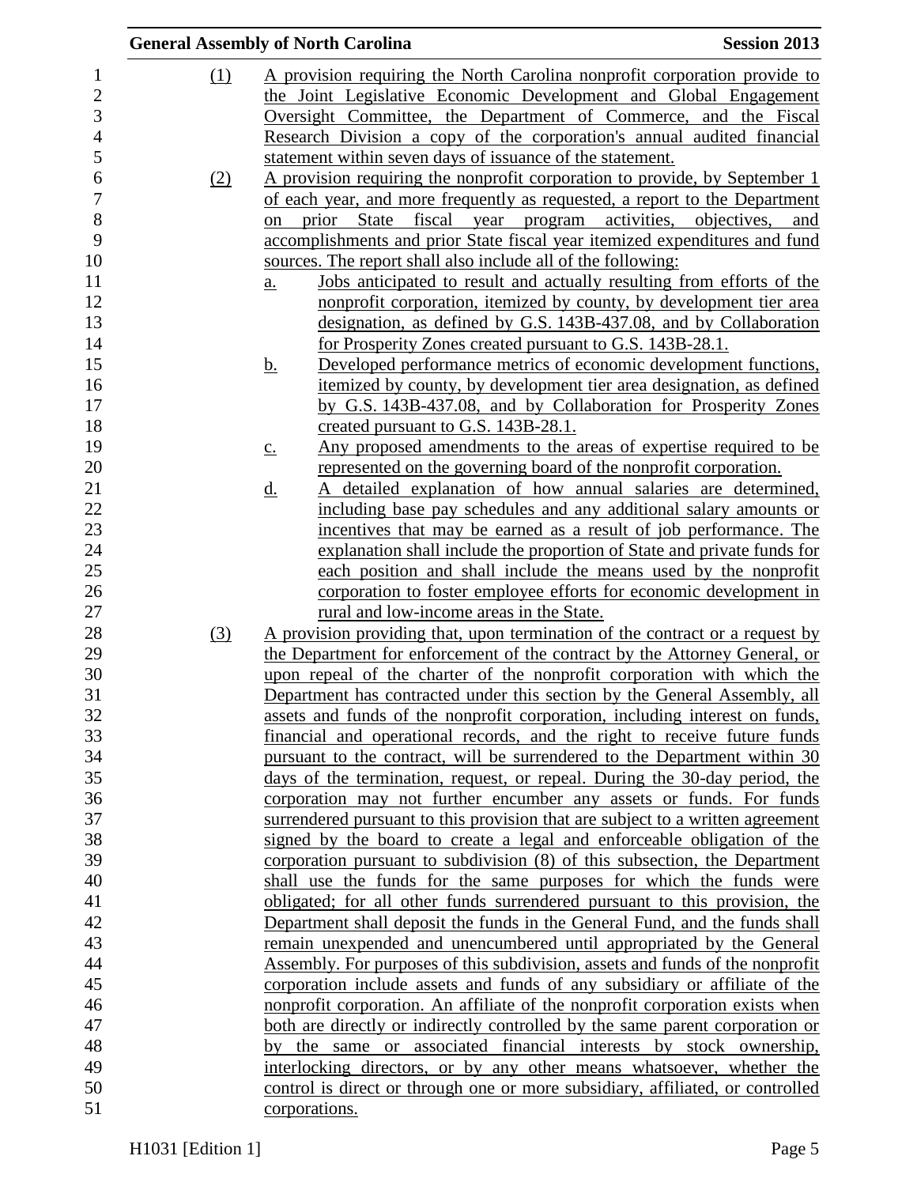(1) A provision requiring the North Carolina nonprofit corporation provide to the Joint Legislative Economic Development and Global Engagement Oversight Committee, the Department of Commerce, and the Fiscal Research Division a copy of the corporation's annual audited financial statement within seven days of issuance of the statement.

(2) A provision requiring the nonprofit corporation to provide, by September 1 of each year, and more frequently as requested, a report to the Department on prior State fiscal year program activities, objectives, and accomplishments and prior State fiscal year itemized expenditures and fund sources. The report shall also include all of the following:

a. Jobs anticipated to result and actually resulting from efforts of the nonprofit corporation, itemized by county, by development tier area designation, as defined by G.S. 143B-437.08, and by Collaboration for Prosperity Zones created pursuant to G.S. 143B-28.1.

b. Developed performance metrics of economic development functions, itemized by county, by development tier area designation, as defined by G.S. 143B-437.08, and by Collaboration for Prosperity Zones created pursuant to G.S. 143B-28.1.

c. Any proposed amendments to the areas of expertise required to be represented on the governing board of the nonprofit corporation.

d. A detailed explanation of how annual salaries are determined, including base pay schedules and any additional salary amounts or incentives that may be earned as a result of job performance. The explanation shall include the proportion of State and private funds for each position and shall include the means used by the nonprofit corporation to foster employee efforts for economic development in rural and low-income areas in the State.

(3) A provision providing that, upon termination of the contract or a request by the Department for enforcement of the contract by the Attorney General, or upon repeal of the charter of the nonprofit corporation with which the Department has contracted under this section by the General Assembly, all assets and funds of the nonprofit corporation, including interest on funds, financial and operational records, and the right to receive future funds pursuant to the contract, will be surrendered to the Department within 30 days of the termination, request, or repeal. During the 30-day period, the corporation may not further encumber any assets or funds. For funds surrendered pursuant to this provision that are subject to a written agreement signed by the board to create a legal and enforceable obligation of the corporation pursuant to subdivision (8) of this subsection, the Department shall use the funds for the same purposes for which the funds were obligated; for all other funds surrendered pursuant to this provision, the Department shall deposit the funds in the General Fund, and the funds shall remain unexpended and unencumbered until appropriated by the General Assembly. For purposes of this subdivision, assets and funds of the nonprofit corporation include assets and funds of any subsidiary or affiliate of the nonprofit corporation. An affiliate of the nonprofit corporation exists when both are directly or indirectly controlled by the same parent corporation or by the same or associated financial interests by stock ownership, interlocking directors, or by any other means whatsoever, whether the control is direct or through one or more subsidiary, affiliated, or controlled corporations.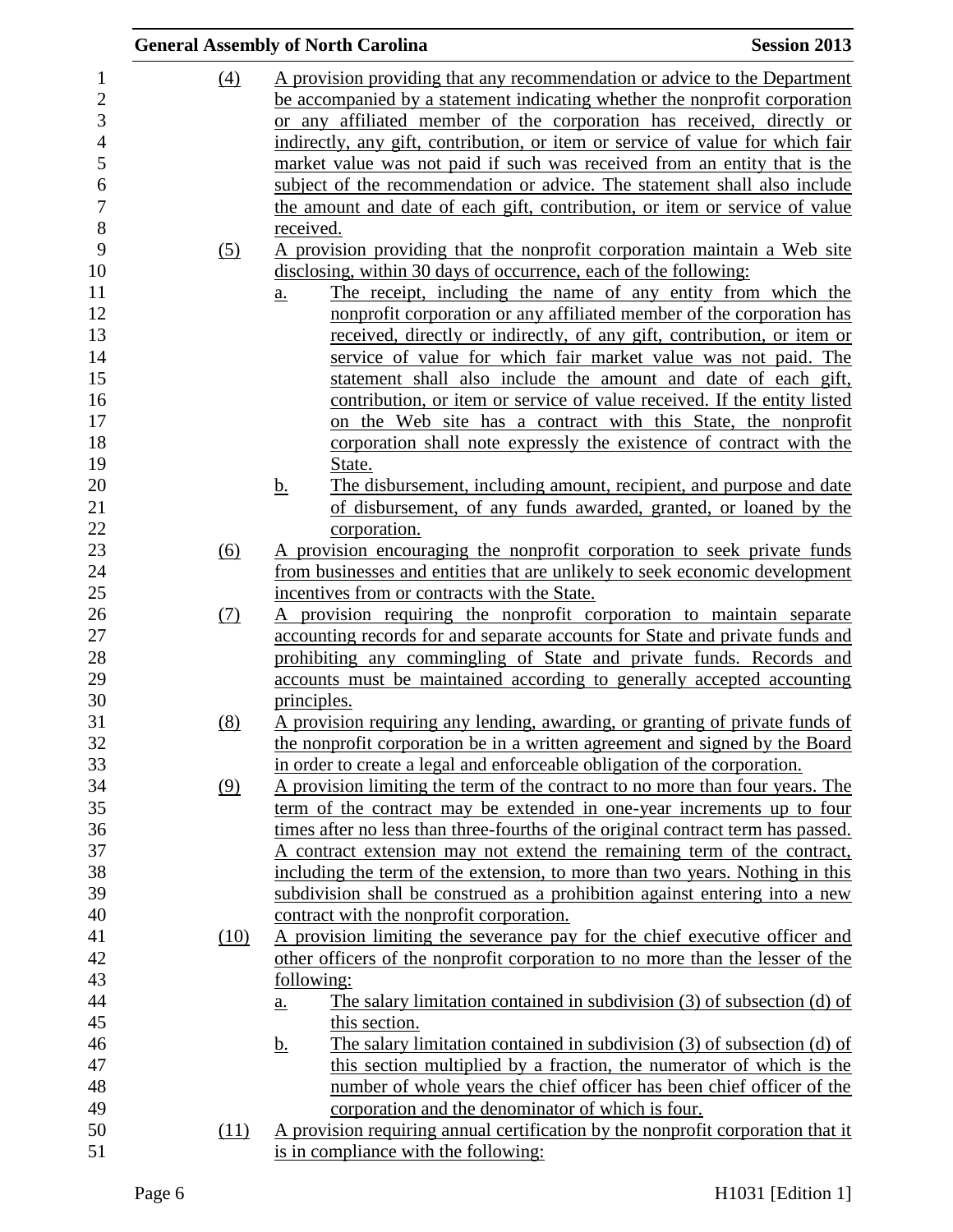(4) A provision providing that any recommendation or advice to the Department be accompanied by a statement indicating whether the nonprofit corporation or any affiliated member of the corporation has received, directly or indirectly, any gift, contribution, or item or service of value for which fair market value was not paid if such was received from an entity that is the subject of the recommendation or advice. The statement shall also include the amount and date of each gift, contribution, or item or service of value received.

(5) A provision providing that the nonprofit corporation maintain a Web site disclosing, within 30 days of occurrence, each of the following:

a. The receipt, including the name of any entity from which the nonprofit corporation or any affiliated member of the corporation has received, directly or indirectly, of any gift, contribution, or item or service of value for which fair market value was not paid. The statement shall also include the amount and date of each gift, contribution, or item or service of value received. If the entity listed on the Web site has a contract with this State, the nonprofit corporation shall note expressly the existence of contract with the State.

b. The disbursement, including amount, recipient, and purpose and date of disbursement, of any funds awarded, granted, or loaned by the corporation.

(6) A provision encouraging the nonprofit corporation to seek private funds from businesses and entities that are unlikely to seek economic development incentives from or contracts with the State.

(7) A provision requiring the nonprofit corporation to maintain separate accounting records for and separate accounts for State and private funds and prohibiting any commingling of State and private funds. Records and accounts must be maintained according to generally accepted accounting principles.

(8) A provision requiring any lending, awarding, or granting of private funds of the nonprofit corporation be in a written agreement and signed by the Board in order to create a legal and enforceable obligation of the corporation.

(9) A provision limiting the term of the contract to no more than four years. The term of the contract may be extended in one-year increments up to four times after no less than three-fourths of the original contract term has passed. A contract extension may not extend the remaining term of the contract, including the term of the extension, to more than two years. Nothing in this subdivision shall be construed as a prohibition against entering into a new contract with the nonprofit corporation.

(10) A provision limiting the severance pay for the chief executive officer and other officers of the nonprofit corporation to no more than the lesser of the following:

a. The salary limitation contained in subdivision (3) of subsection (d) of this section.

b. The salary limitation contained in subdivision (3) of subsection (d) of this section multiplied by a fraction, the numerator of which is the number of whole years the chief officer has been chief officer of the corporation and the denominator of which is four.

(11) A provision requiring annual certification by the nonprofit corporation that it is in compliance with the following: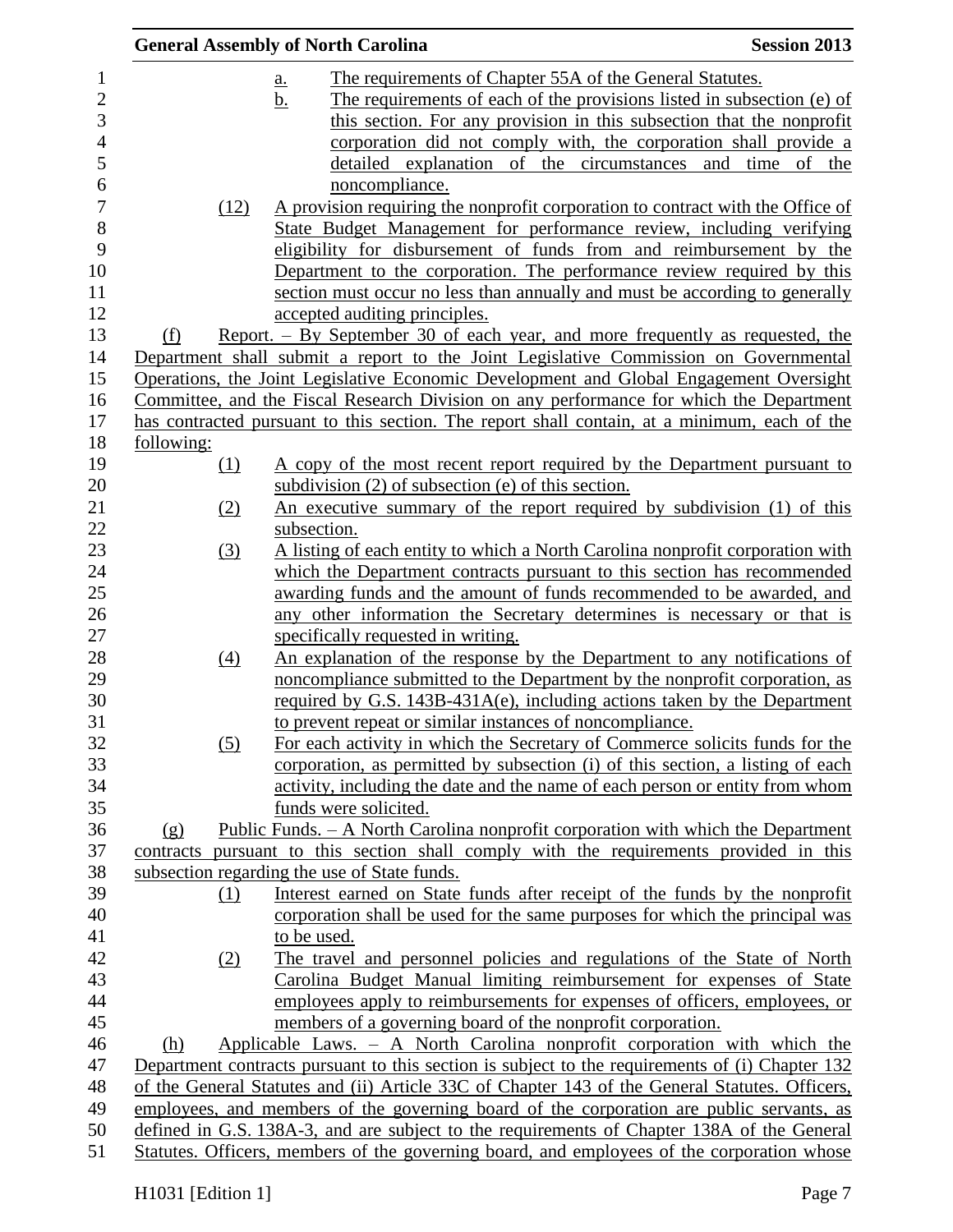a. The requirements of Chapter 55A of the General Statutes.

b. The requirements of each of the provisions listed in subsection (e) of this section. For any provision in this subsection that the nonprofit corporation did not comply with, the corporation shall provide a detailed explanation of the circumstances and time of the noncompliance.

(12) A provision requiring the nonprofit corporation to contract with the Office of State Budget Management for performance review, including verifying eligibility for disbursement of funds from and reimbursement by the Department to the corporation. The performance review required by this section must occur no less than annually and must be according to generally accepted auditing principles.

(f) Report. – By September 30 of each year, and more frequently as requested, the Department shall submit a report to the Joint Legislative Commission on Governmental Operations, the Joint Legislative Economic Development and Global Engagement Oversight Committee, and the Fiscal Research Division on any performance for which the Department has contracted pursuant to this section. The report shall contain, at a minimum, each of the following:

(1) A copy of the most recent report required by the Department pursuant to subdivision (2) of subsection (e) of this section.

(2) An executive summary of the report required by subdivision (1) of this subsection.

(3) A listing of each entity to which a North Carolina nonprofit corporation with which the Department contracts pursuant to this section has recommended awarding funds and the amount of funds recommended to be awarded, and any other information the Secretary determines is necessary or that is specifically requested in writing.

(4) An explanation of the response by the Department to any notifications of noncompliance submitted to the Department by the nonprofit corporation, as required by G.S. 143B-431A(e), including actions taken by the Department to prevent repeat or similar instances of noncompliance.

(5) For each activity in which the Secretary of Commerce solicits funds for the corporation, as permitted by subsection (i) of this section, a listing of each activity, including the date and the name of each person or entity from whom funds were solicited.

(g) Public Funds. – A North Carolina nonprofit corporation with which the Department contracts pursuant to this section shall comply with the requirements provided in this subsection regarding the use of State funds.

(1) Interest earned on State funds after receipt of the funds by the nonprofit corporation shall be used for the same purposes for which the principal was to be used.

(2) The travel and personnel policies and regulations of the State of North Carolina Budget Manual limiting reimbursement for expenses of State employees apply to reimbursements for expenses of officers, employees, or members of a governing board of the nonprofit corporation.

(h) Applicable Laws. – A North Carolina nonprofit corporation with which the Department contracts pursuant to this section is subject to the requirements of (i) Chapter 132 of the General Statutes and (ii) Article 33C of Chapter 143 of the General Statutes. Officers, employees, and members of the governing board of the corporation are public servants, as defined in G.S. 138A-3, and are subject to the requirements of Chapter 138A of the General Statutes. Officers, members of the governing board, and employees of the corporation whose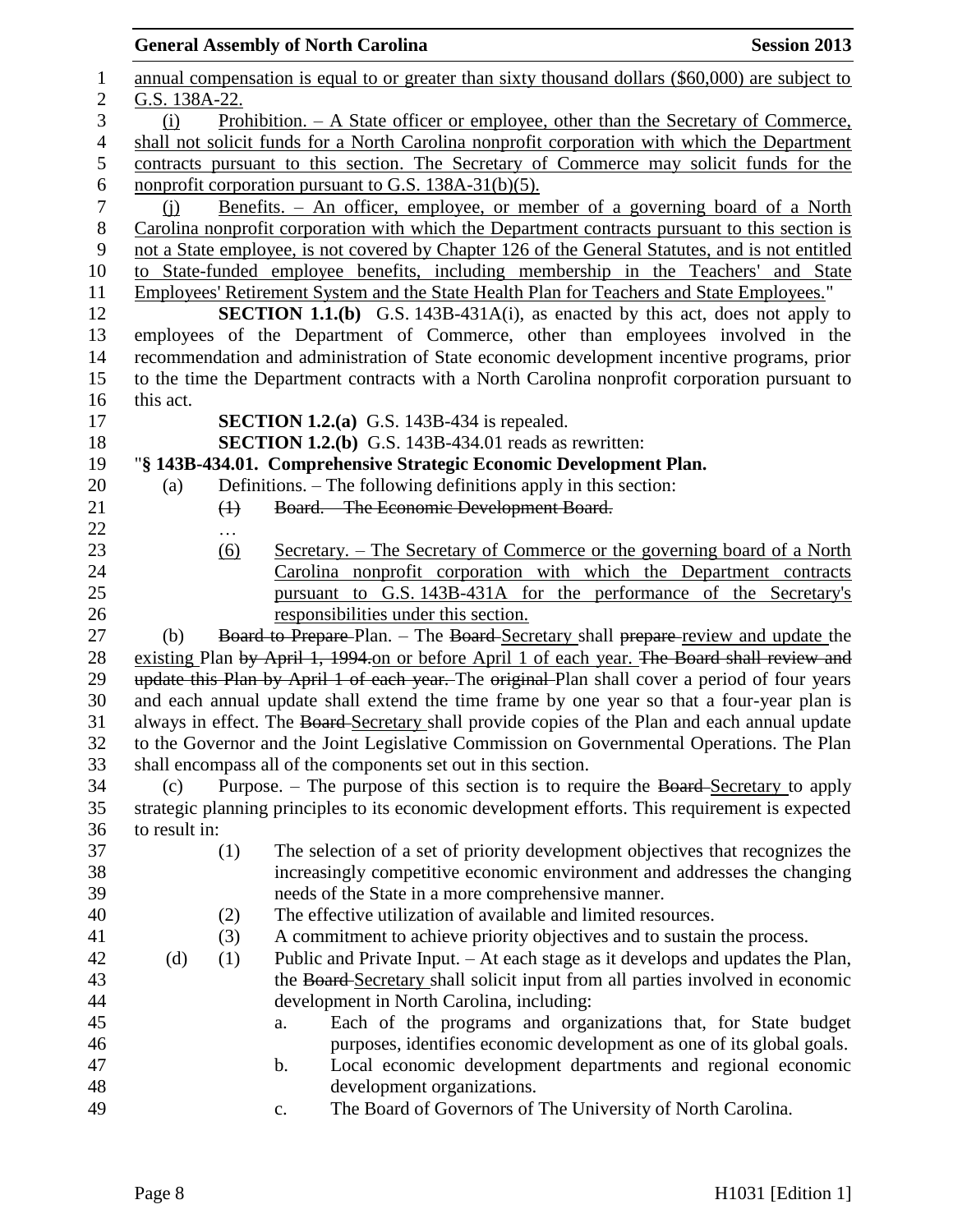annual compensation is equal to or greater than sixty thousand dollars ($60,000) are subject to G.S. 138A-22.

(i) Prohibition. – A State officer or employee, other than the Secretary of Commerce, shall not solicit funds for a North Carolina nonprofit corporation with which the Department contracts pursuant to this section. The Secretary of Commerce may solicit funds for the nonprofit corporation pursuant to G.S. 138A-31(b)(5).

(j) Benefits. – An officer, employee, or member of a governing board of a North Carolina nonprofit corporation with which the Department contracts pursuant to this section is not a State employee, is not covered by Chapter 126 of the General Statutes, and is not entitled to State-funded employee benefits, including membership in the Teachers' and State Employees' Retirement System and the State Health Plan for Teachers and State Employees."

**SECTION 1.1.(b)** G.S. 143B-431A(i), as enacted by this act, does not apply to employees of the Department of Commerce, other than employees involved in the recommendation and administration of State economic development incentive programs, prior to the time the Department contracts with a North Carolina nonprofit corporation pursuant to this act.

**SECTION 1.2.(a)** G.S. 143B-434 is repealed.

**SECTION 1.2.(b)** G.S. 143B-434.01 reads as rewritten:

"**§ 143B-434.01. Comprehensive Strategic Economic Development Plan.**

(a) Definitions. – The following definitions apply in this section:

(1) ~~Board. – The Economic Development Board.~~

…

(6) Secretary. – The Secretary of Commerce or the governing board of a North Carolina nonprofit corporation with which the Department contracts pursuant to G.S. 143B-431A for the performance of the Secretary's responsibilities under this section.

(b) ~~Board to Prepare~~ Plan. – The ~~Board~~ Secretary shall ~~prepare~~ review and update the existing Plan ~~by April 1, 1994.~~on or before April 1 of each year. ~~The Board shall review and update this Plan by April 1 of each year.~~ The ~~original~~ Plan shall cover a period of four years and each annual update shall extend the time frame by one year so that a four-year plan is always in effect. The ~~Board~~ Secretary shall provide copies of the Plan and each annual update to the Governor and the Joint Legislative Commission on Governmental Operations. The Plan shall encompass all of the components set out in this section.

(c) Purpose. – The purpose of this section is to require the ~~Board~~ Secretary to apply strategic planning principles to its economic development efforts. This requirement is expected to result in:

(1) The selection of a set of priority development objectives that recognizes the increasingly competitive economic environment and addresses the changing needs of the State in a more comprehensive manner.

(2) The effective utilization of available and limited resources.

(3) A commitment to achieve priority objectives and to sustain the process.

(d) (1) Public and Private Input. – At each stage as it develops and updates the Plan, the ~~Board~~ Secretary shall solicit input from all parties involved in economic development in North Carolina, including:

a. Each of the programs and organizations that, for State budget purposes, identifies economic development as one of its global goals.

b. Local economic development departments and regional economic development organizations.

c. The Board of Governors of The University of North Carolina.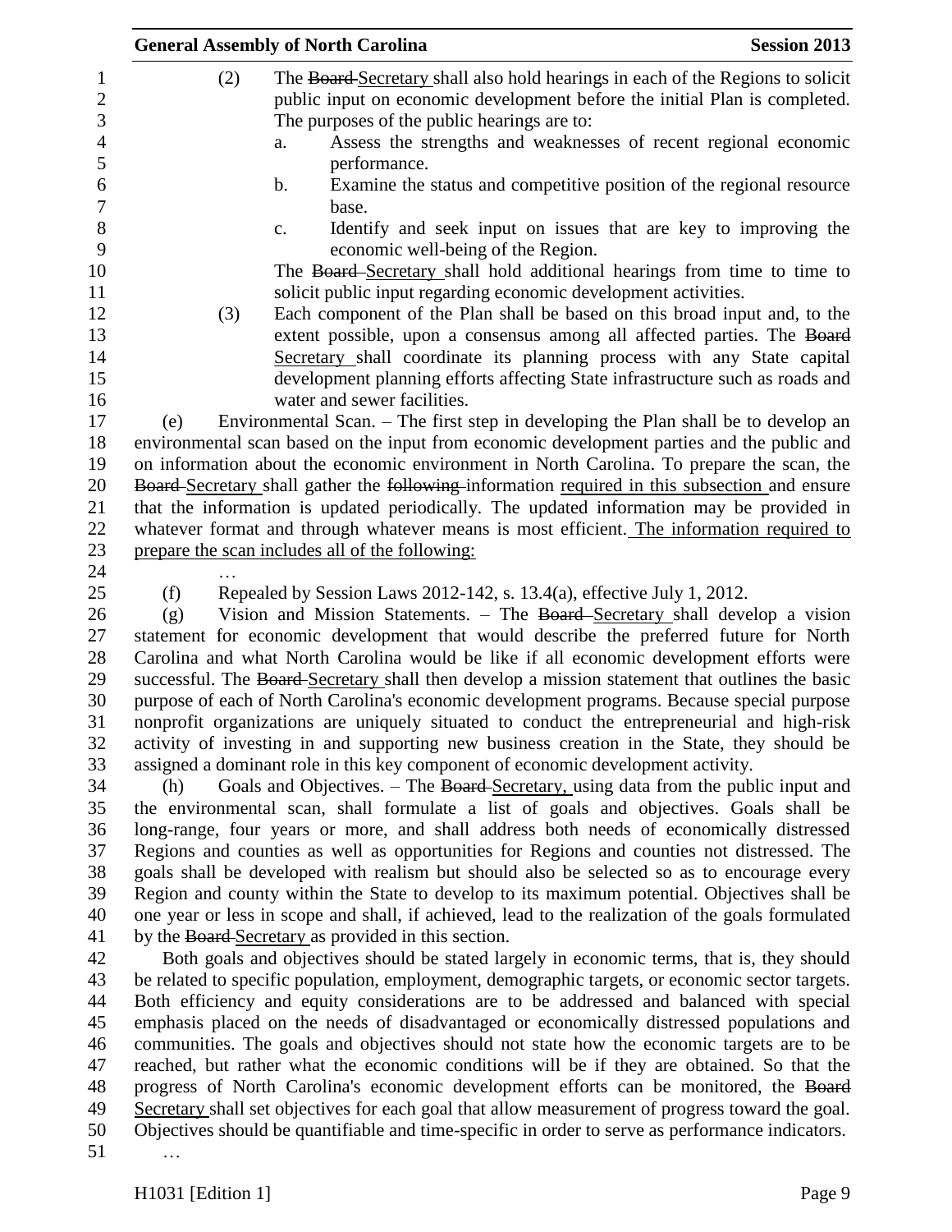(2) The ~~Board~~ Secretary shall also hold hearings in each of the Regions to solicit public input on economic development before the initial Plan is completed. The purposes of the public hearings are to:

a. Assess the strengths and weaknesses of recent regional economic performance.

b. Examine the status and competitive position of the regional resource base.

c. Identify and seek input on issues that are key to improving the economic well-being of the Region.

The ~~Board~~ Secretary shall hold additional hearings from time to time to solicit public input regarding economic development activities.

(3) Each component of the Plan shall be based on this broad input and, to the extent possible, upon a consensus among all affected parties. The ~~Board~~ Secretary shall coordinate its planning process with any State capital development planning efforts affecting State infrastructure such as roads and water and sewer facilities.

(e) Environmental Scan. – The first step in developing the Plan shall be to develop an environmental scan based on the input from economic development parties and the public and on information about the economic environment in North Carolina. To prepare the scan, the ~~Board~~ Secretary shall gather the ~~following~~ information required in this subsection and ensure that the information is updated periodically. The updated information may be provided in whatever format and through whatever means is most efficient. The information required to prepare the scan includes all of the following:

…

(f) Repealed by Session Laws 2012-142, s. 13.4(a), effective July 1, 2012.

(g) Vision and Mission Statements. – The ~~Board~~ Secretary shall develop a vision statement for economic development that would describe the preferred future for North Carolina and what North Carolina would be like if all economic development efforts were successful. The ~~Board~~ Secretary shall then develop a mission statement that outlines the basic purpose of each of North Carolina's economic development programs. Because special purpose nonprofit organizations are uniquely situated to conduct the entrepreneurial and high-risk activity of investing in and supporting new business creation in the State, they should be assigned a dominant role in this key component of economic development activity.

(h) Goals and Objectives. – The ~~Board~~ Secretary, using data from the public input and the environmental scan, shall formulate a list of goals and objectives. Goals shall be long-range, four years or more, and shall address both needs of economically distressed Regions and counties as well as opportunities for Regions and counties not distressed. The goals shall be developed with realism but should also be selected so as to encourage every Region and county within the State to develop to its maximum potential. Objectives shall be one year or less in scope and shall, if achieved, lead to the realization of the goals formulated by the ~~Board~~ Secretary as provided in this section.

Both goals and objectives should be stated largely in economic terms, that is, they should be related to specific population, employment, demographic targets, or economic sector targets. Both efficiency and equity considerations are to be addressed and balanced with special emphasis placed on the needs of disadvantaged or economically distressed populations and communities. The goals and objectives should not state how the economic targets are to be reached, but rather what the economic conditions will be if they are obtained. So that the progress of North Carolina's economic development efforts can be monitored, the ~~Board~~ Secretary shall set objectives for each goal that allow measurement of progress toward the goal. Objectives should be quantifiable and time-specific in order to serve as performance indicators.

…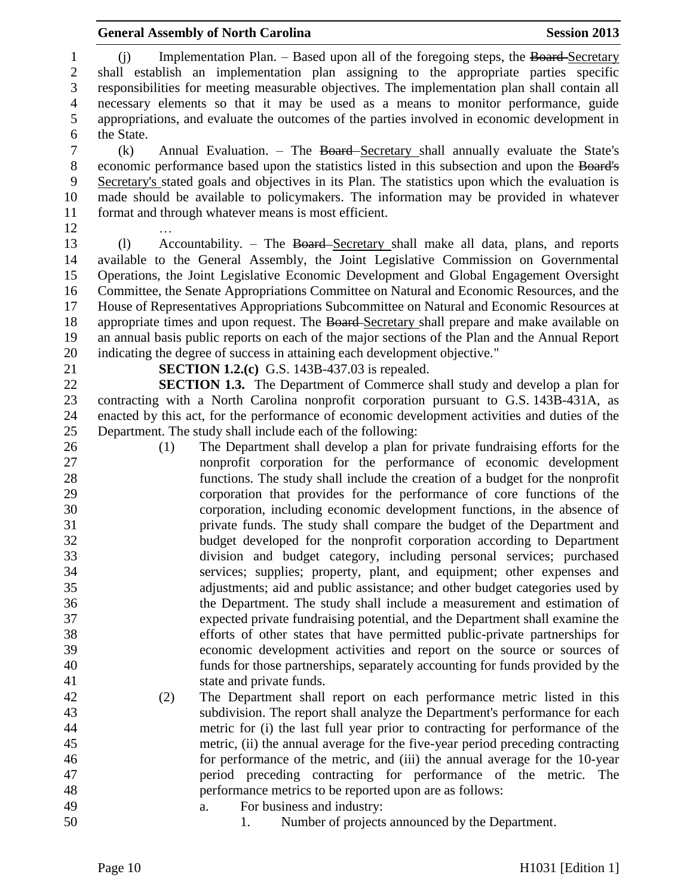(j) Implementation Plan. – Based upon all of the foregoing steps, the ~~Board~~ Secretary shall establish an implementation plan assigning to the appropriate parties specific responsibilities for meeting measurable objectives. The implementation plan shall contain all necessary elements so that it may be used as a means to monitor performance, guide appropriations, and evaluate the outcomes of the parties involved in economic development in the State.

(k) Annual Evaluation. – The ~~Board~~ Secretary shall annually evaluate the State's economic performance based upon the statistics listed in this subsection and upon the ~~Board's~~ Secretary's stated goals and objectives in its Plan. The statistics upon which the evaluation is made should be available to policymakers. The information may be provided in whatever format and through whatever means is most efficient.

…

(l) Accountability. – The ~~Board~~ Secretary shall make all data, plans, and reports available to the General Assembly, the Joint Legislative Commission on Governmental Operations, the Joint Legislative Economic Development and Global Engagement Oversight Committee, the Senate Appropriations Committee on Natural and Economic Resources, and the House of Representatives Appropriations Subcommittee on Natural and Economic Resources at appropriate times and upon request. The ~~Board~~ Secretary shall prepare and make available on an annual basis public reports on each of the major sections of the Plan and the Annual Report indicating the degree of success in attaining each development objective."

**SECTION 1.2.(c)** G.S. 143B-437.03 is repealed.

**SECTION 1.3.** The Department of Commerce shall study and develop a plan for contracting with a North Carolina nonprofit corporation pursuant to G.S. 143B-431A, as enacted by this act, for the performance of economic development activities and duties of the Department. The study shall include each of the following:

(1) The Department shall develop a plan for private fundraising efforts for the nonprofit corporation for the performance of economic development functions. The study shall include the creation of a budget for the nonprofit corporation that provides for the performance of core functions of the corporation, including economic development functions, in the absence of private funds. The study shall compare the budget of the Department and budget developed for the nonprofit corporation according to Department division and budget category, including personal services; purchased services; supplies; property, plant, and equipment; other expenses and adjustments; aid and public assistance; and other budget categories used by the Department. The study shall include a measurement and estimation of expected private fundraising potential, and the Department shall examine the efforts of other states that have permitted public-private partnerships for economic development activities and report on the source or sources of funds for those partnerships, separately accounting for funds provided by the state and private funds.

(2) The Department shall report on each performance metric listed in this subdivision. The report shall analyze the Department's performance for each metric for (i) the last full year prior to contracting for performance of the metric, (ii) the annual average for the five-year period preceding contracting for performance of the metric, and (iii) the annual average for the 10-year period preceding contracting for performance of the metric. The performance metrics to be reported upon are as follows:

a. For business and industry:

1. Number of projects announced by the Department.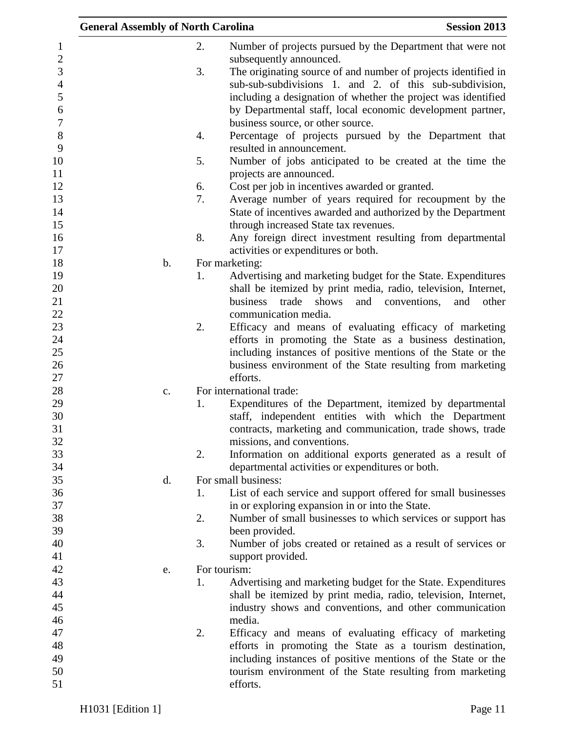2. Number of projects pursued by the Department that were not subsequently announced.
3. The originating source of and number of projects identified in sub-sub-subdivisions 1. and 2. of this sub-subdivision, including a designation of whether the project was identified by Departmental staff, local economic development partner, business source, or other source.
4. Percentage of projects pursued by the Department that resulted in announcement.
5. Number of jobs anticipated to be created at the time the projects are announced.
6. Cost per job in incentives awarded or granted.
7. Average number of years required for recoupment by the State of incentives awarded and authorized by the Department through increased State tax revenues.
8. Any foreign direct investment resulting from departmental activities or expenditures or both.

b. For marketing:
1. Advertising and marketing budget for the State. Expenditures shall be itemized by print media, radio, television, Internet, business trade shows and conventions, and other communication media.
2. Efficacy and means of evaluating efficacy of marketing efforts in promoting the State as a business destination, including instances of positive mentions of the State or the business environment of the State resulting from marketing efforts.

c. For international trade:
1. Expenditures of the Department, itemized by departmental staff, independent entities with which the Department contracts, marketing and communication, trade shows, trade missions, and conventions.
2. Information on additional exports generated as a result of departmental activities or expenditures or both.

d. For small business:
1. List of each service and support offered for small businesses in or exploring expansion in or into the State.
2. Number of small businesses to which services or support has been provided.
3. Number of jobs created or retained as a result of services or support provided.

e. For tourism:
1. Advertising and marketing budget for the State. Expenditures shall be itemized by print media, radio, television, Internet, industry shows and conventions, and other communication media.
2. Efficacy and means of evaluating efficacy of marketing efforts in promoting the State as a tourism destination, including instances of positive mentions of the State or the tourism environment of the State resulting from marketing efforts.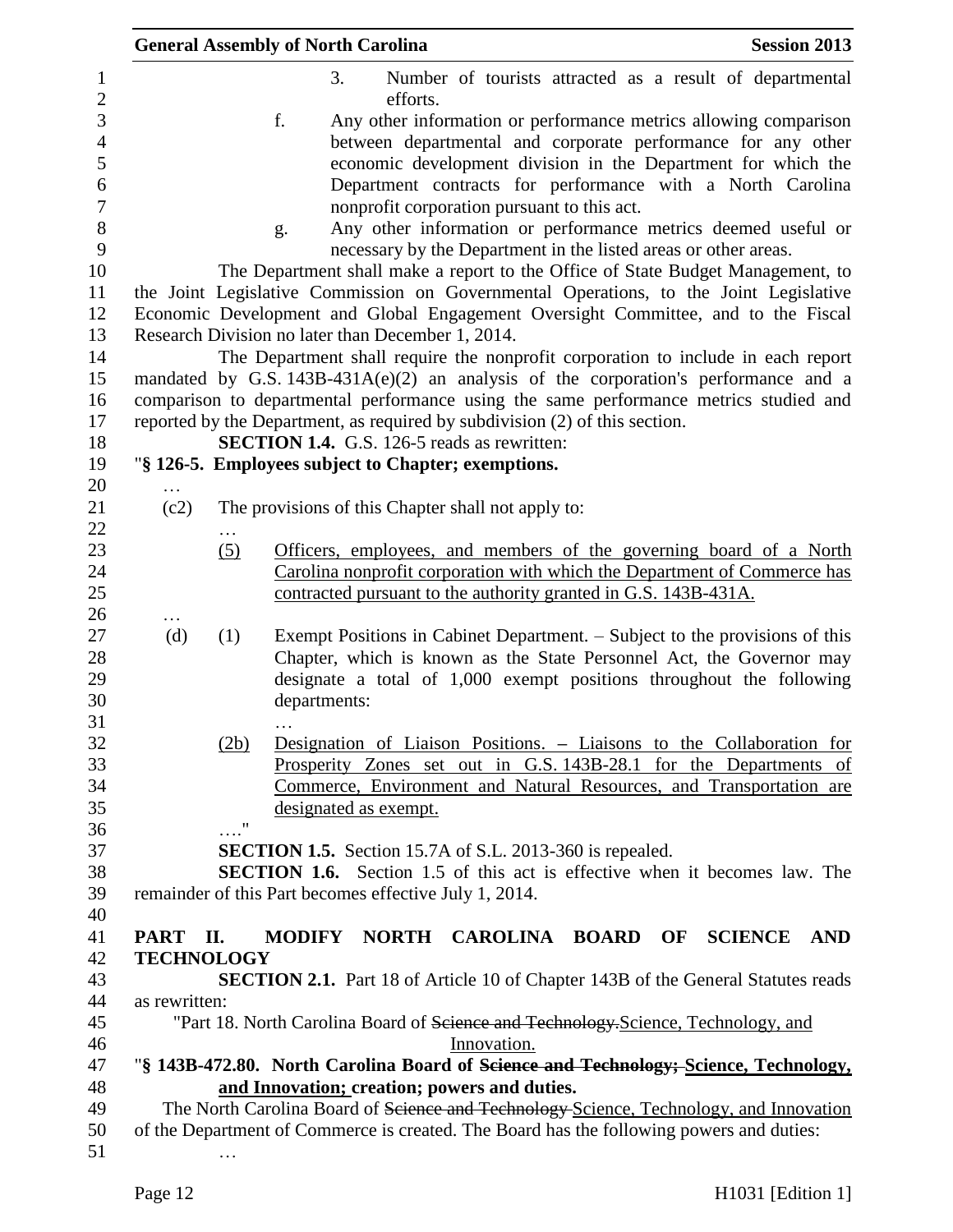3. Number of tourists attracted as a result of departmental efforts.

f. Any other information or performance metrics allowing comparison between departmental and corporate performance for any other economic development division in the Department for which the Department contracts for performance with a North Carolina nonprofit corporation pursuant to this act.

g. Any other information or performance metrics deemed useful or necessary by the Department in the listed areas or other areas.

The Department shall make a report to the Office of State Budget Management, to the Joint Legislative Commission on Governmental Operations, to the Joint Legislative Economic Development and Global Engagement Oversight Committee, and to the Fiscal Research Division no later than December 1, 2014.

The Department shall require the nonprofit corporation to include in each report mandated by G.S. 143B-431A(e)(2) an analysis of the corporation's performance and a comparison to departmental performance using the same performance metrics studied and reported by the Department, as required by subdivision (2) of this section.

**SECTION 1.4.** G.S. 126-5 reads as rewritten:

"**§ 126-5. Employees subject to Chapter; exemptions.**

…

(c2) The provisions of this Chapter shall not apply to:

…

<u>(5) Officers, employees, and members of the governing board of a North Carolina nonprofit corporation with which the Department of Commerce has contracted pursuant to the authority granted in G.S. 143B-431A.</u>

…

(d) (1) Exempt Positions in Cabinet Department. – Subject to the provisions of this Chapter, which is known as the State Personnel Act, the Governor may designate a total of 1,000 exempt positions throughout the following departments:

…

<u>(2b) Designation of Liaison Positions. – Liaisons to the Collaboration for Prosperity Zones set out in G.S. 143B-28.1 for the Departments of Commerce, Environment and Natural Resources, and Transportation are designated as exempt.</u>

…."

**SECTION 1.5.** Section 15.7A of S.L. 2013-360 is repealed.

**SECTION 1.6.** Section 1.5 of this act is effective when it becomes law. The remainder of this Part becomes effective July 1, 2014.

**PART II. MODIFY NORTH CAROLINA BOARD OF SCIENCE AND TECHNOLOGY**

**SECTION 2.1.** Part 18 of Article 10 of Chapter 143B of the General Statutes reads as rewritten:

"Part 18. North Carolina Board of ~~Science and Technology.~~<u>Science, Technology, and Innovation.</u>

"**§ 143B-472.80. North Carolina Board of ~~Science and Technology;~~ <u>Science, Technology, and Innovation;</u> creation; powers and duties.**

The North Carolina Board of ~~Science and Technology~~ <u>Science, Technology, and Innovation</u> of the Department of Commerce is created. The Board has the following powers and duties:

…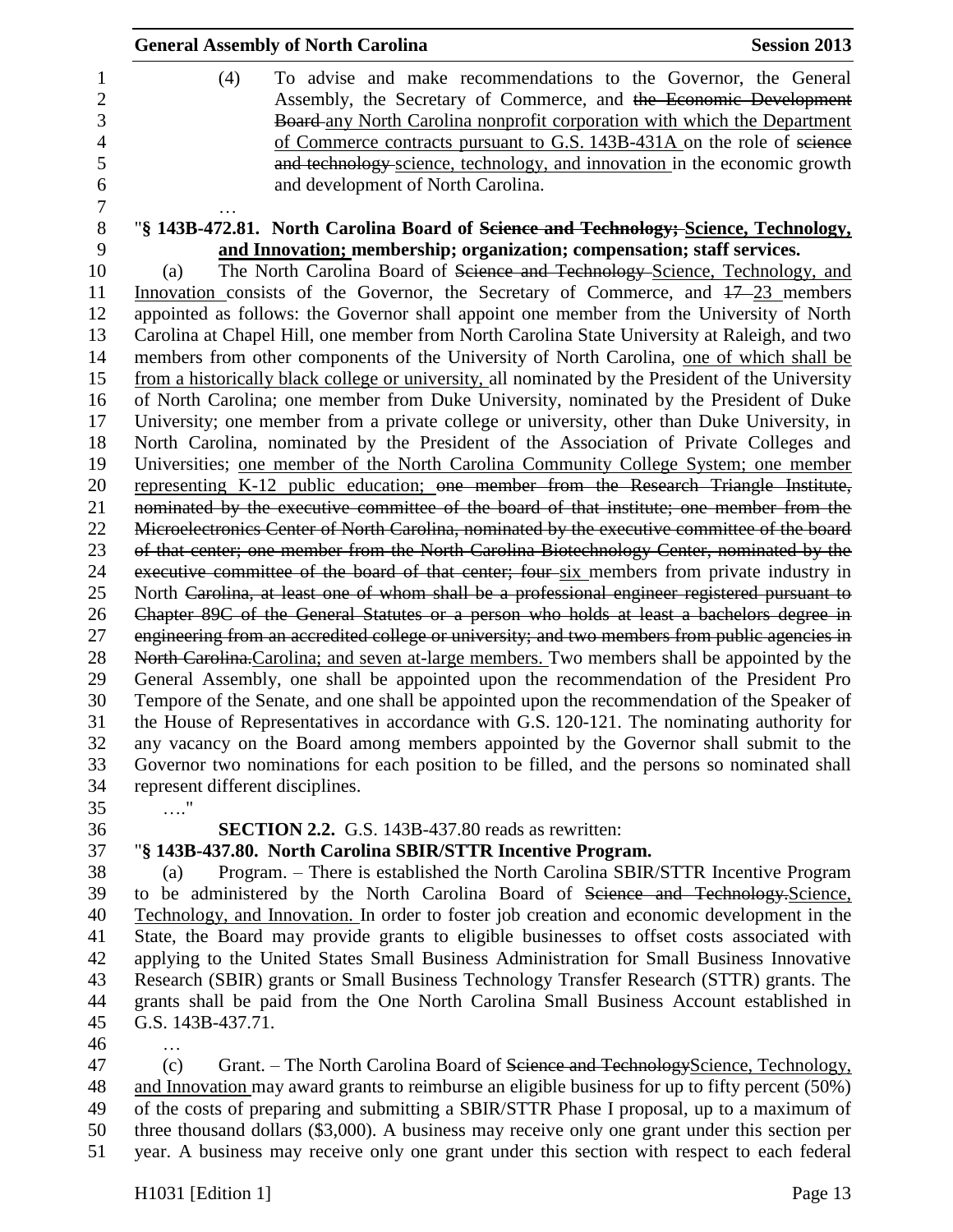(4) To advise and make recommendations to the Governor, the General Assembly, the Secretary of Commerce, and ~~the Economic Development Board~~ <u>any North Carolina nonprofit corporation with which the Department of Commerce contracts pursuant to G.S. 143B-431A</u> on the role of ~~science and technology~~ <u>science, technology, and innovation</u> in the economic growth and development of North Carolina.

…

"**§ 143B-472.81. North Carolina Board of ~~Science and Technology;~~ <u>Science, Technology, and Innovation;</u> membership; organization; compensation; staff services.**

(a) The North Carolina Board of ~~Science and Technology~~ <u>Science, Technology, and Innovation</u> consists of the Governor, the Secretary of Commerce, and ~~17~~ <u>23</u> members appointed as follows: the Governor shall appoint one member from the University of North Carolina at Chapel Hill, one member from North Carolina State University at Raleigh, and two members from other components of the University of North Carolina, <u>one of which shall be from a historically black college or university,</u> all nominated by the President of the University of North Carolina; one member from Duke University, nominated by the President of Duke University; one member from a private college or university, other than Duke University, in North Carolina, nominated by the President of the Association of Private Colleges and Universities; <u>one member of the North Carolina Community College System; one member representing K-12 public education;</u> ~~one member from the Research Triangle Institute, nominated by the executive committee of the board of that institute; one member from the Microelectronics Center of North Carolina, nominated by the executive committee of the board of that center; one member from the North Carolina Biotechnology Center, nominated by the executive committee of the board of that center; four~~ <u>six</u> members from private industry in North ~~Carolina, at least one of whom shall be a professional engineer registered pursuant to Chapter 89C of the General Statutes or a person who holds at least a bachelors degree in engineering from an accredited college or university; and two members from public agencies in North Carolina.~~<u>Carolina; and seven at-large members.</u> Two members shall be appointed by the General Assembly, one shall be appointed upon the recommendation of the President Pro Tempore of the Senate, and one shall be appointed upon the recommendation of the Speaker of the House of Representatives in accordance with G.S. 120-121. The nominating authority for any vacancy on the Board among members appointed by the Governor shall submit to the Governor two nominations for each position to be filled, and the persons so nominated shall represent different disciplines.

…."

**SECTION 2.2.** G.S. 143B-437.80 reads as rewritten:

"**§ 143B-437.80. North Carolina SBIR/STTR Incentive Program.**

(a) Program. – There is established the North Carolina SBIR/STTR Incentive Program to be administered by the North Carolina Board of ~~Science and Technology.~~<u>Science, Technology, and Innovation.</u> In order to foster job creation and economic development in the State, the Board may provide grants to eligible businesses to offset costs associated with applying to the United States Small Business Administration for Small Business Innovative Research (SBIR) grants or Small Business Technology Transfer Research (STTR) grants. The grants shall be paid from the One North Carolina Small Business Account established in G.S. 143B-437.71.

…

(c) Grant. – The North Carolina Board of ~~Science and Technology~~<u>Science, Technology, and Innovation</u> may award grants to reimburse an eligible business for up to fifty percent (50%) of the costs of preparing and submitting a SBIR/STTR Phase I proposal, up to a maximum of three thousand dollars ($3,000). A business may receive only one grant under this section per year. A business may receive only one grant under this section with respect to each federal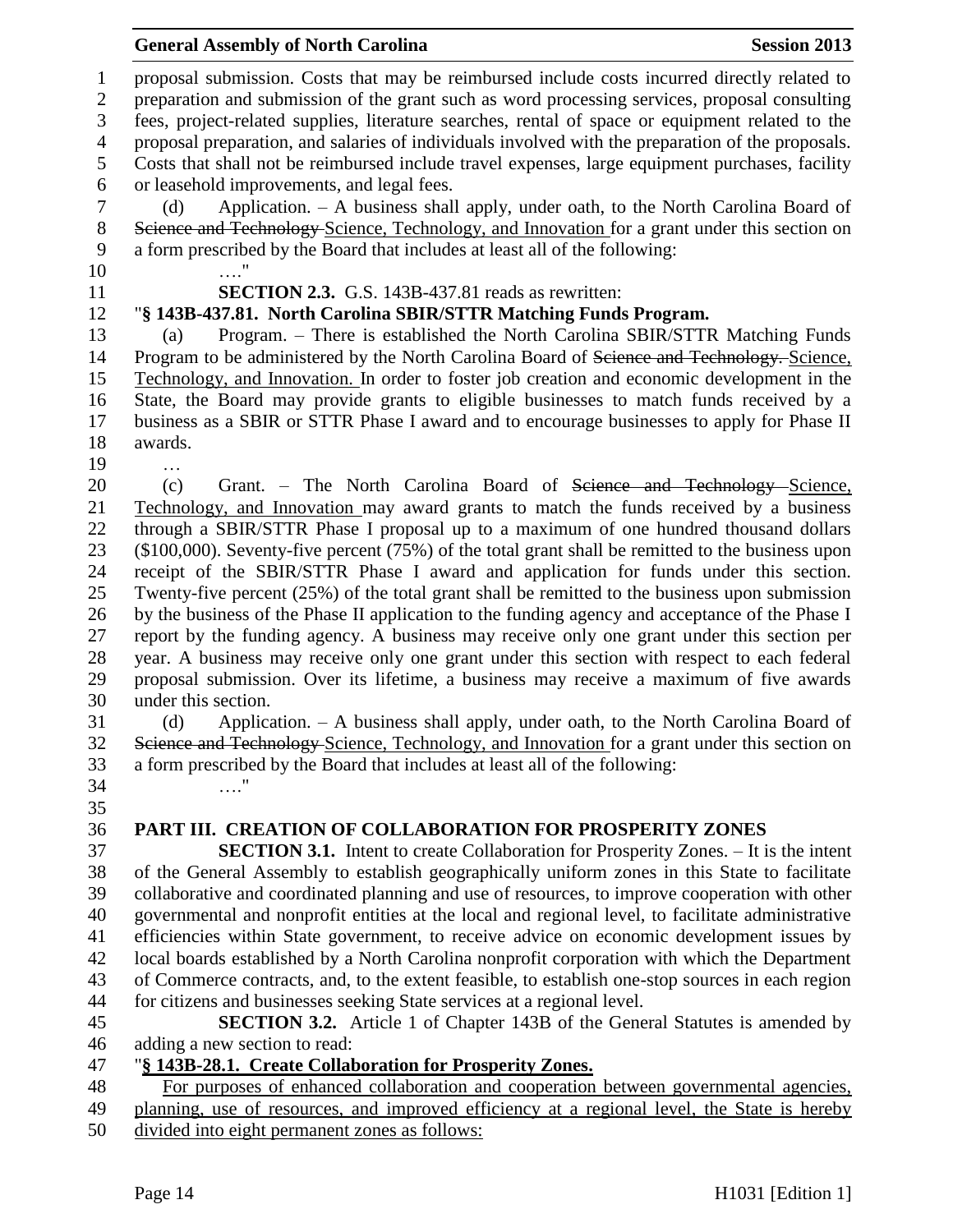proposal submission. Costs that may be reimbursed include costs incurred directly related to preparation and submission of the grant such as word processing services, proposal consulting fees, project-related supplies, literature searches, rental of space or equipment related to the proposal preparation, and salaries of individuals involved with the preparation of the proposals. Costs that shall not be reimbursed include travel expenses, large equipment purchases, facility or leasehold improvements, and legal fees.

(d) Application. – A business shall apply, under oath, to the North Carolina Board of ~~Science and Technology~~ Science, Technology, and Innovation for a grant under this section on a form prescribed by the Board that includes at least all of the following:

…."

**SECTION 2.3.** G.S. 143B-437.81 reads as rewritten:

"**§ 143B-437.81. North Carolina SBIR/STTR Matching Funds Program.**

(a) Program. – There is established the North Carolina SBIR/STTR Matching Funds Program to be administered by the North Carolina Board of ~~Science and Technology.~~ Science, Technology, and Innovation. In order to foster job creation and economic development in the State, the Board may provide grants to eligible businesses to match funds received by a business as a SBIR or STTR Phase I award and to encourage businesses to apply for Phase II awards.

…

(c) Grant. – The North Carolina Board of ~~Science and Technology~~ Science, Technology, and Innovation may award grants to match the funds received by a business through a SBIR/STTR Phase I proposal up to a maximum of one hundred thousand dollars ($100,000). Seventy-five percent (75%) of the total grant shall be remitted to the business upon receipt of the SBIR/STTR Phase I award and application for funds under this section. Twenty-five percent (25%) of the total grant shall be remitted to the business upon submission by the business of the Phase II application to the funding agency and acceptance of the Phase I report by the funding agency. A business may receive only one grant under this section per year. A business may receive only one grant under this section with respect to each federal proposal submission. Over its lifetime, a business may receive a maximum of five awards under this section.

(d) Application. – A business shall apply, under oath, to the North Carolina Board of ~~Science and Technology~~ Science, Technology, and Innovation for a grant under this section on a form prescribed by the Board that includes at least all of the following:

…."

## PART III. CREATION OF COLLABORATION FOR PROSPERITY ZONES

**SECTION 3.1.** Intent to create Collaboration for Prosperity Zones. – It is the intent of the General Assembly to establish geographically uniform zones in this State to facilitate collaborative and coordinated planning and use of resources, to improve cooperation with other governmental and nonprofit entities at the local and regional level, to facilitate administrative efficiencies within State government, to receive advice on economic development issues by local boards established by a North Carolina nonprofit corporation with which the Department of Commerce contracts, and, to the extent feasible, to establish one-stop sources in each region for citizens and businesses seeking State services at a regional level.

**SECTION 3.2.** Article 1 of Chapter 143B of the General Statutes is amended by adding a new section to read:

"**§ 143B-28.1. Create Collaboration for Prosperity Zones.**

For purposes of enhanced collaboration and cooperation between governmental agencies, planning, use of resources, and improved efficiency at a regional level, the State is hereby divided into eight permanent zones as follows: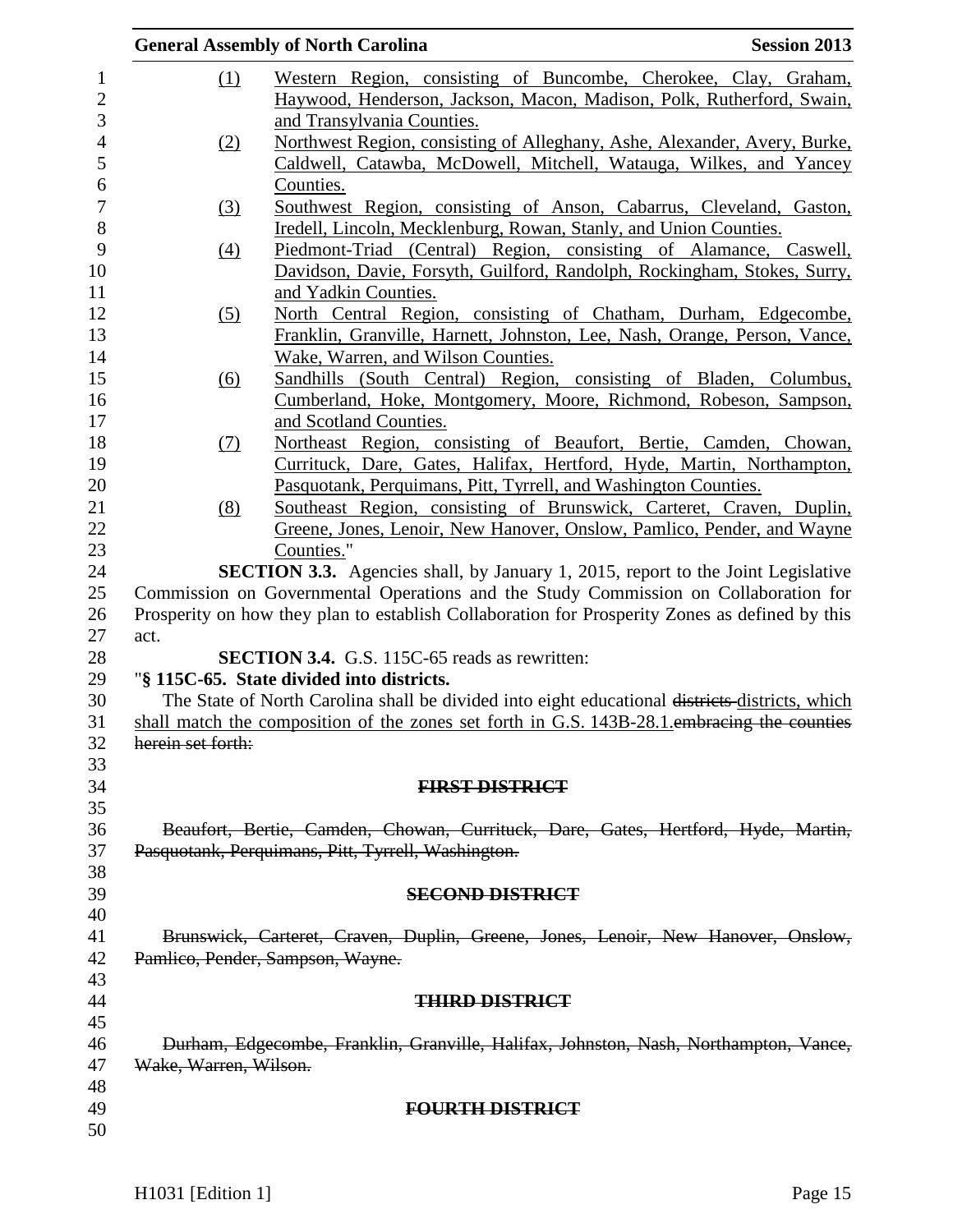(1) Western Region, consisting of Buncombe, Cherokee, Clay, Graham, Haywood, Henderson, Jackson, Macon, Madison, Polk, Rutherford, Swain, and Transylvania Counties.

(2) Northwest Region, consisting of Alleghany, Ashe, Alexander, Avery, Burke, Caldwell, Catawba, McDowell, Mitchell, Watauga, Wilkes, and Yancey Counties.

(3) Southwest Region, consisting of Anson, Cabarrus, Cleveland, Gaston, Iredell, Lincoln, Mecklenburg, Rowan, Stanly, and Union Counties.

(4) Piedmont-Triad (Central) Region, consisting of Alamance, Caswell, Davidson, Davie, Forsyth, Guilford, Randolph, Rockingham, Stokes, Surry, and Yadkin Counties.

(5) North Central Region, consisting of Chatham, Durham, Edgecombe, Franklin, Granville, Harnett, Johnston, Lee, Nash, Orange, Person, Vance, Wake, Warren, and Wilson Counties.

(6) Sandhills (South Central) Region, consisting of Bladen, Columbus, Cumberland, Hoke, Montgomery, Moore, Richmond, Robeson, Sampson, and Scotland Counties.

(7) Northeast Region, consisting of Beaufort, Bertie, Camden, Chowan, Currituck, Dare, Gates, Halifax, Hertford, Hyde, Martin, Northampton, Pasquotank, Perquimans, Pitt, Tyrrell, and Washington Counties.

(8) Southeast Region, consisting of Brunswick, Carteret, Craven, Duplin, Greene, Jones, Lenoir, New Hanover, Onslow, Pamlico, Pender, and Wayne Counties."

**SECTION 3.3.** Agencies shall, by January 1, 2015, report to the Joint Legislative Commission on Governmental Operations and the Study Commission on Collaboration for Prosperity on how they plan to establish Collaboration for Prosperity Zones as defined by this act.

**SECTION 3.4.** G.S. 115C-65 reads as rewritten:

"**§ 115C-65. State divided into districts.**

The State of North Carolina shall be divided into eight educational ~~districts~~ districts, which shall match the composition of the zones set forth in G.S. 143B-28.1.~~embracing the counties herein set forth:~~

**~~FIRST DISTRICT~~**

~~Beaufort, Bertie, Camden, Chowan, Currituck, Dare, Gates, Hertford, Hyde, Martin, Pasquotank, Perquimans, Pitt, Tyrrell, Washington.~~

**~~SECOND DISTRICT~~**

~~Brunswick, Carteret, Craven, Duplin, Greene, Jones, Lenoir, New Hanover, Onslow, Pamlico, Pender, Sampson, Wayne.~~

**~~THIRD DISTRICT~~**

~~Durham, Edgecombe, Franklin, Granville, Halifax, Johnston, Nash, Northampton, Vance, Wake, Warren, Wilson.~~

**~~FOURTH DISTRICT~~**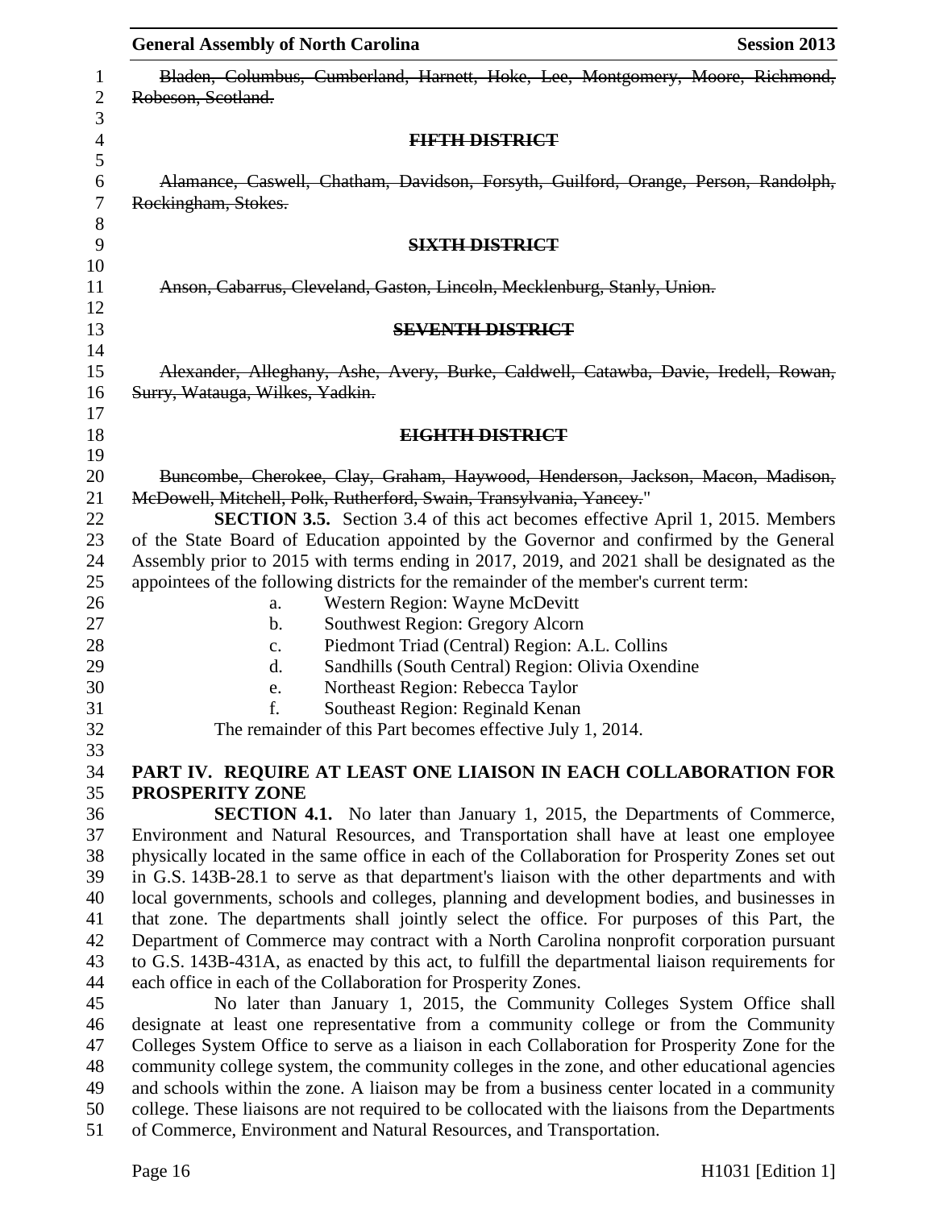~~Bladen, Columbus, Cumberland, Harnett, Hoke, Lee, Montgomery, Moore, Richmond, Robeson, Scotland.~~

~~**FIFTH DISTRICT**~~

~~Alamance, Caswell, Chatham, Davidson, Forsyth, Guilford, Orange, Person, Randolph, Rockingham, Stokes.~~

~~**SIXTH DISTRICT**~~

~~Anson, Cabarrus, Cleveland, Gaston, Lincoln, Mecklenburg, Stanly, Union.~~

~~**SEVENTH DISTRICT**~~

~~Alexander, Alleghany, Ashe, Avery, Burke, Caldwell, Catawba, Davie, Iredell, Rowan, Surry, Watauga, Wilkes, Yadkin.~~

~~**EIGHTH DISTRICT**~~

~~Buncombe, Cherokee, Clay, Graham, Haywood, Henderson, Jackson, Macon, Madison, McDowell, Mitchell, Polk, Rutherford, Swain, Transylvania, Yancey.~~"

**SECTION 3.5.** Section 3.4 of this act becomes effective April 1, 2015. Members of the State Board of Education appointed by the Governor and confirmed by the General Assembly prior to 2015 with terms ending in 2017, 2019, and 2021 shall be designated as the appointees of the following districts for the remainder of the member's current term:

a. Western Region: Wayne McDevitt
b. Southwest Region: Gregory Alcorn
c. Piedmont Triad (Central) Region: A.L. Collins
d. Sandhills (South Central) Region: Olivia Oxendine
e. Northeast Region: Rebecca Taylor
f. Southeast Region: Reginald Kenan

The remainder of this Part becomes effective July 1, 2014.

## PART IV. REQUIRE AT LEAST ONE LIAISON IN EACH COLLABORATION FOR PROSPERITY ZONE

**SECTION 4.1.** No later than January 1, 2015, the Departments of Commerce, Environment and Natural Resources, and Transportation shall have at least one employee physically located in the same office in each of the Collaboration for Prosperity Zones set out in G.S. 143B-28.1 to serve as that department's liaison with the other departments and with local governments, schools and colleges, planning and development bodies, and businesses in that zone. The departments shall jointly select the office. For purposes of this Part, the Department of Commerce may contract with a North Carolina nonprofit corporation pursuant to G.S. 143B-431A, as enacted by this act, to fulfill the departmental liaison requirements for each office in each of the Collaboration for Prosperity Zones.

No later than January 1, 2015, the Community Colleges System Office shall designate at least one representative from a community college or from the Community Colleges System Office to serve as a liaison in each Collaboration for Prosperity Zone for the community college system, the community colleges in the zone, and other educational agencies and schools within the zone. A liaison may be from a business center located in a community college. These liaisons are not required to be collocated with the liaisons from the Departments of Commerce, Environment and Natural Resources, and Transportation.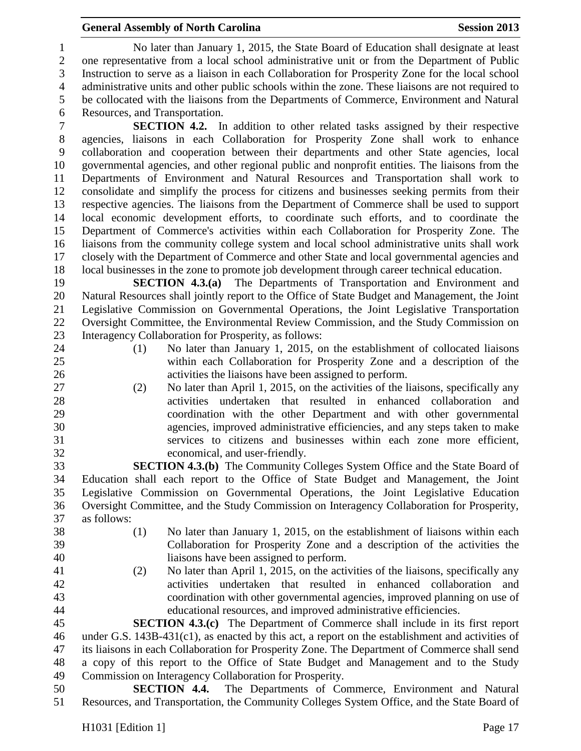No later than January 1, 2015, the State Board of Education shall designate at least one representative from a local school administrative unit or from the Department of Public Instruction to serve as a liaison in each Collaboration for Prosperity Zone for the local school administrative units and other public schools within the zone. These liaisons are not required to be collocated with the liaisons from the Departments of Commerce, Environment and Natural Resources, and Transportation.

**SECTION 4.2.** In addition to other related tasks assigned by their respective agencies, liaisons in each Collaboration for Prosperity Zone shall work to enhance collaboration and cooperation between their departments and other State agencies, local governmental agencies, and other regional public and nonprofit entities. The liaisons from the Departments of Environment and Natural Resources and Transportation shall work to consolidate and simplify the process for citizens and businesses seeking permits from their respective agencies. The liaisons from the Department of Commerce shall be used to support local economic development efforts, to coordinate such efforts, and to coordinate the Department of Commerce's activities within each Collaboration for Prosperity Zone. The liaisons from the community college system and local school administrative units shall work closely with the Department of Commerce and other State and local governmental agencies and local businesses in the zone to promote job development through career technical education.

**SECTION 4.3.(a)** The Departments of Transportation and Environment and Natural Resources shall jointly report to the Office of State Budget and Management, the Joint Legislative Commission on Governmental Operations, the Joint Legislative Transportation Oversight Committee, the Environmental Review Commission, and the Study Commission on Interagency Collaboration for Prosperity, as follows:

(1) No later than January 1, 2015, on the establishment of collocated liaisons within each Collaboration for Prosperity Zone and a description of the activities the liaisons have been assigned to perform.

(2) No later than April 1, 2015, on the activities of the liaisons, specifically any activities undertaken that resulted in enhanced collaboration and coordination with the other Department and with other governmental agencies, improved administrative efficiencies, and any steps taken to make services to citizens and businesses within each zone more efficient, economical, and user-friendly.

**SECTION 4.3.(b)** The Community Colleges System Office and the State Board of Education shall each report to the Office of State Budget and Management, the Joint Legislative Commission on Governmental Operations, the Joint Legislative Education Oversight Committee, and the Study Commission on Interagency Collaboration for Prosperity, as follows:

(1) No later than January 1, 2015, on the establishment of liaisons within each Collaboration for Prosperity Zone and a description of the activities the liaisons have been assigned to perform.

(2) No later than April 1, 2015, on the activities of the liaisons, specifically any activities undertaken that resulted in enhanced collaboration and coordination with other governmental agencies, improved planning on use of educational resources, and improved administrative efficiencies.

**SECTION 4.3.(c)** The Department of Commerce shall include in its first report under G.S. 143B-431(c1), as enacted by this act, a report on the establishment and activities of its liaisons in each Collaboration for Prosperity Zone. The Department of Commerce shall send a copy of this report to the Office of State Budget and Management and to the Study Commission on Interagency Collaboration for Prosperity.

**SECTION 4.4.** The Departments of Commerce, Environment and Natural Resources, and Transportation, the Community Colleges System Office, and the State Board of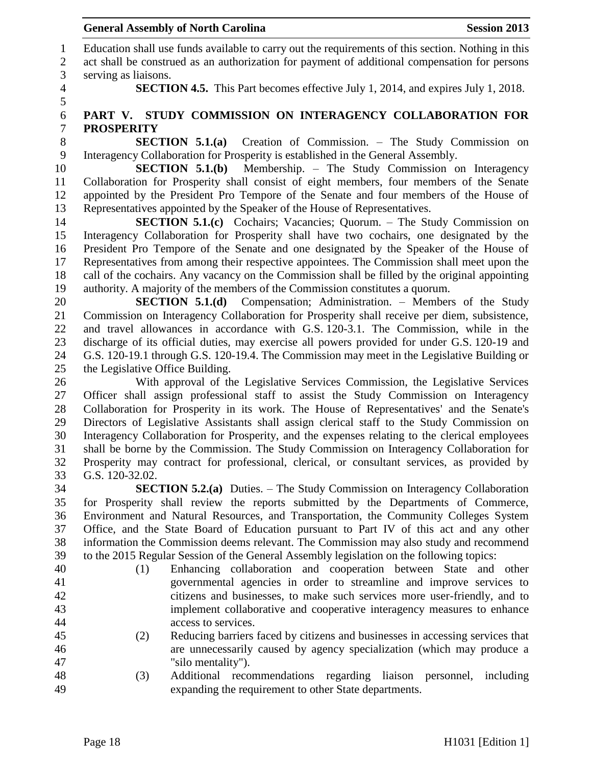Education shall use funds available to carry out the requirements of this section. Nothing in this act shall be construed as an authorization for payment of additional compensation for persons serving as liaisons.

**SECTION 4.5.** This Part becomes effective July 1, 2014, and expires July 1, 2018.

## PART V. STUDY COMMISSION ON INTERAGENCY COLLABORATION FOR PROSPERITY

**SECTION 5.1.(a)** Creation of Commission. – The Study Commission on Interagency Collaboration for Prosperity is established in the General Assembly.

**SECTION 5.1.(b)** Membership. – The Study Commission on Interagency Collaboration for Prosperity shall consist of eight members, four members of the Senate appointed by the President Pro Tempore of the Senate and four members of the House of Representatives appointed by the Speaker of the House of Representatives.

**SECTION 5.1.(c)** Cochairs; Vacancies; Quorum. – The Study Commission on Interagency Collaboration for Prosperity shall have two cochairs, one designated by the President Pro Tempore of the Senate and one designated by the Speaker of the House of Representatives from among their respective appointees. The Commission shall meet upon the call of the cochairs. Any vacancy on the Commission shall be filled by the original appointing authority. A majority of the members of the Commission constitutes a quorum.

**SECTION 5.1.(d)** Compensation; Administration. – Members of the Study Commission on Interagency Collaboration for Prosperity shall receive per diem, subsistence, and travel allowances in accordance with G.S. 120-3.1. The Commission, while in the discharge of its official duties, may exercise all powers provided for under G.S. 120-19 and G.S. 120-19.1 through G.S. 120-19.4. The Commission may meet in the Legislative Building or the Legislative Office Building.

With approval of the Legislative Services Commission, the Legislative Services Officer shall assign professional staff to assist the Study Commission on Interagency Collaboration for Prosperity in its work. The House of Representatives' and the Senate's Directors of Legislative Assistants shall assign clerical staff to the Study Commission on Interagency Collaboration for Prosperity, and the expenses relating to the clerical employees shall be borne by the Commission. The Study Commission on Interagency Collaboration for Prosperity may contract for professional, clerical, or consultant services, as provided by G.S. 120-32.02.

**SECTION 5.2.(a)** Duties. – The Study Commission on Interagency Collaboration for Prosperity shall review the reports submitted by the Departments of Commerce, Environment and Natural Resources, and Transportation, the Community Colleges System Office, and the State Board of Education pursuant to Part IV of this act and any other information the Commission deems relevant. The Commission may also study and recommend to the 2015 Regular Session of the General Assembly legislation on the following topics:

(1) Enhancing collaboration and cooperation between State and other governmental agencies in order to streamline and improve services to citizens and businesses, to make such services more user-friendly, and to implement collaborative and cooperative interagency measures to enhance access to services.

(2) Reducing barriers faced by citizens and businesses in accessing services that are unnecessarily caused by agency specialization (which may produce a "silo mentality").

(3) Additional recommendations regarding liaison personnel, including expanding the requirement to other State departments.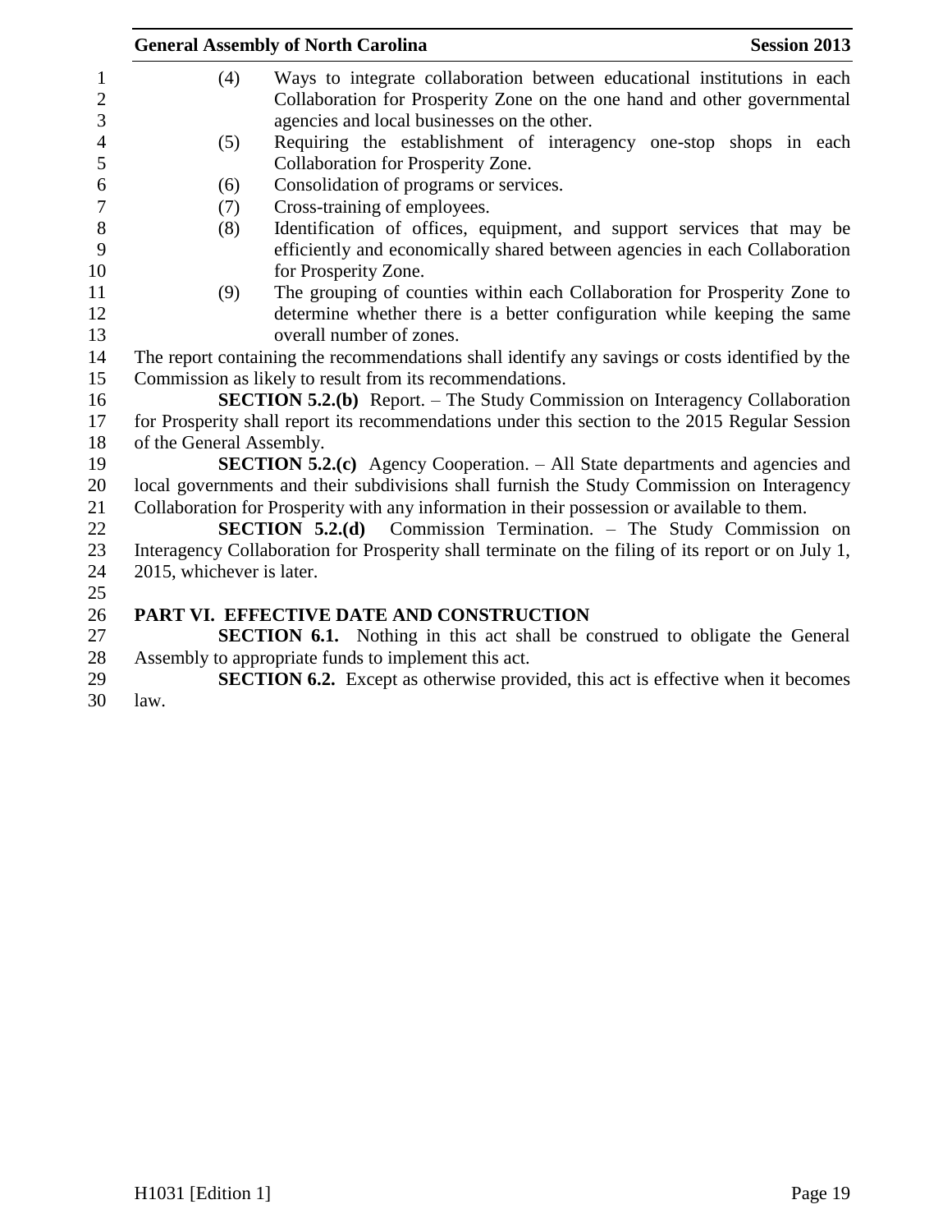(4) Ways to integrate collaboration between educational institutions in each Collaboration for Prosperity Zone on the one hand and other governmental agencies and local businesses on the other.

(5) Requiring the establishment of interagency one-stop shops in each Collaboration for Prosperity Zone.

(6) Consolidation of programs or services.

(7) Cross-training of employees.

(8) Identification of offices, equipment, and support services that may be efficiently and economically shared between agencies in each Collaboration for Prosperity Zone.

(9) The grouping of counties within each Collaboration for Prosperity Zone to determine whether there is a better configuration while keeping the same overall number of zones.

The report containing the recommendations shall identify any savings or costs identified by the Commission as likely to result from its recommendations.

**SECTION 5.2.(b)** Report. – The Study Commission on Interagency Collaboration for Prosperity shall report its recommendations under this section to the 2015 Regular Session of the General Assembly.

**SECTION 5.2.(c)** Agency Cooperation. – All State departments and agencies and local governments and their subdivisions shall furnish the Study Commission on Interagency Collaboration for Prosperity with any information in their possession or available to them.

**SECTION 5.2.(d)** Commission Termination. – The Study Commission on Interagency Collaboration for Prosperity shall terminate on the filing of its report or on July 1, 2015, whichever is later.

## PART VI. EFFECTIVE DATE AND CONSTRUCTION

**SECTION 6.1.** Nothing in this act shall be construed to obligate the General Assembly to appropriate funds to implement this act.

**SECTION 6.2.** Except as otherwise provided, this act is effective when it becomes law.